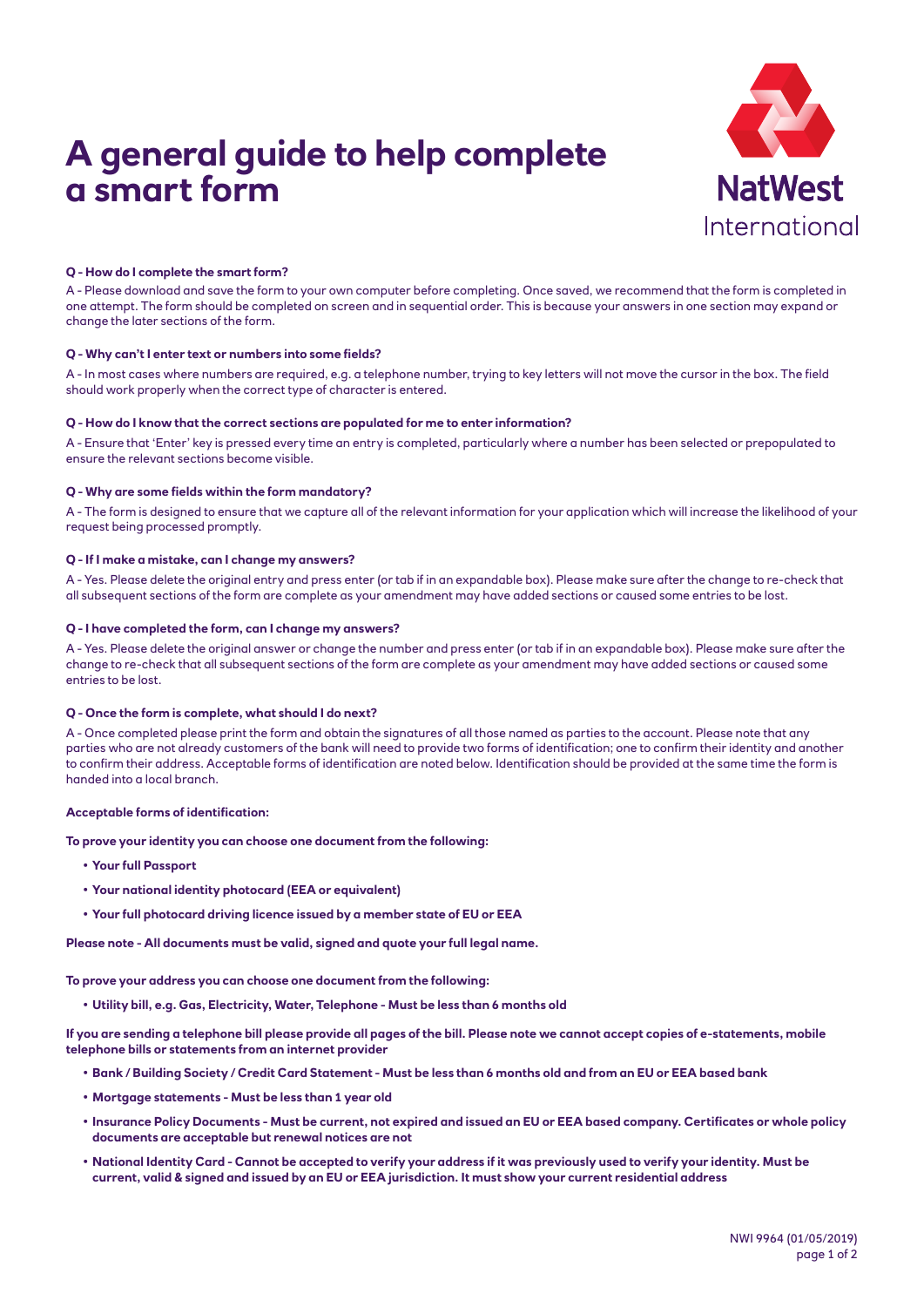# A general guide to help complete a smart form

NatWest International

**Q - How do I complete the smart form?**

A - Please download and save the form to your own computer before completing. Once saved, we recommend that the form is completed in one attempt. The form should be completed on screen and in sequential order. This is because your answers in one section may expand or change the later sections of the form.

**Q - Why can't I enter text or numbers into some fields?**

A - In most cases where numbers are required, e.g. a telephone number, trying to key letters will not move the cursor in the box. The field should work properly when the correct type of character is entered.

**Q - How do I know that the correct sections are populated for me to enter information?**

A - Ensure that 'Enter' key is pressed every time an entry is completed, particularly where a number has been selected or prepopulated to ensure the relevant sections become visible.

**Q - Why are some fields within the form mandatory?**

A - The form is designed to ensure that we capture all of the relevant information for your application which will increase the likelihood of your request being processed promptly.

**Q - If I make a mistake, can I change my answers?**

A - Yes. Please delete the original entry and press enter (or tab if in an expandable box). Please make sure after the change to re-check that all subsequent sections of the form are complete as your amendment may have added sections or caused some entries to be lost.

**Q - I have completed the form, can I change my answers?**

A - Yes. Please delete the original answer or change the number and press enter (or tab if in an expandable box). Please make sure after the change to re-check that all subsequent sections of the form are complete as your amendment may have added sections or caused some entries to be lost.

**Q - Once the form is complete, what should I do next?**

A - Once completed please print the form and obtain the signatures of all those named as parties to the account. Please note that any parties who are not already customers of the bank will need to provide two forms of identification; one to confirm their identity and another to confirm their address. Acceptable forms of identification are noted below. Identification should be provided at the same time the form is handed into a local branch.

**Acceptable forms of identification:**

**To prove your identity you can choose one document from the following:**

- **Your full Passport**
- **Your national identity photocard (EEA or equivalent)**
- **Your full photocard driving licence issued by a member state of EU or EEA**

**Please note - All documents must be valid, signed and quote your full legal name.**

**To prove your address you can choose one document from the following:**

- **Utility bill, e.g. Gas, Electricity, Water, Telephone - Must be less than 6 months old**

**If you are sending a telephone bill please provide all pages of the bill. Please note we cannot accept copies of e-statements, mobile telephone bills or statements from an internet provider**

- **Bank / Building Society / Credit Card Statement - Must be less than 6 months old and from an EU or EEA based bank**
- **Mortgage statements - Must be less than 1 year old**
- **Insurance Policy Documents - Must be current, not expired and issued an EU or EEA based company. Certificates or whole policy documents are acceptable but renewal notices are not**
- **National Identity Card - Cannot be accepted to verify your address if it was previously used to verify your identity. Must be current, valid & signed and issued by an EU or EEA jurisdiction. It must show your current residential address**

NWI 9964 (01/05/2019)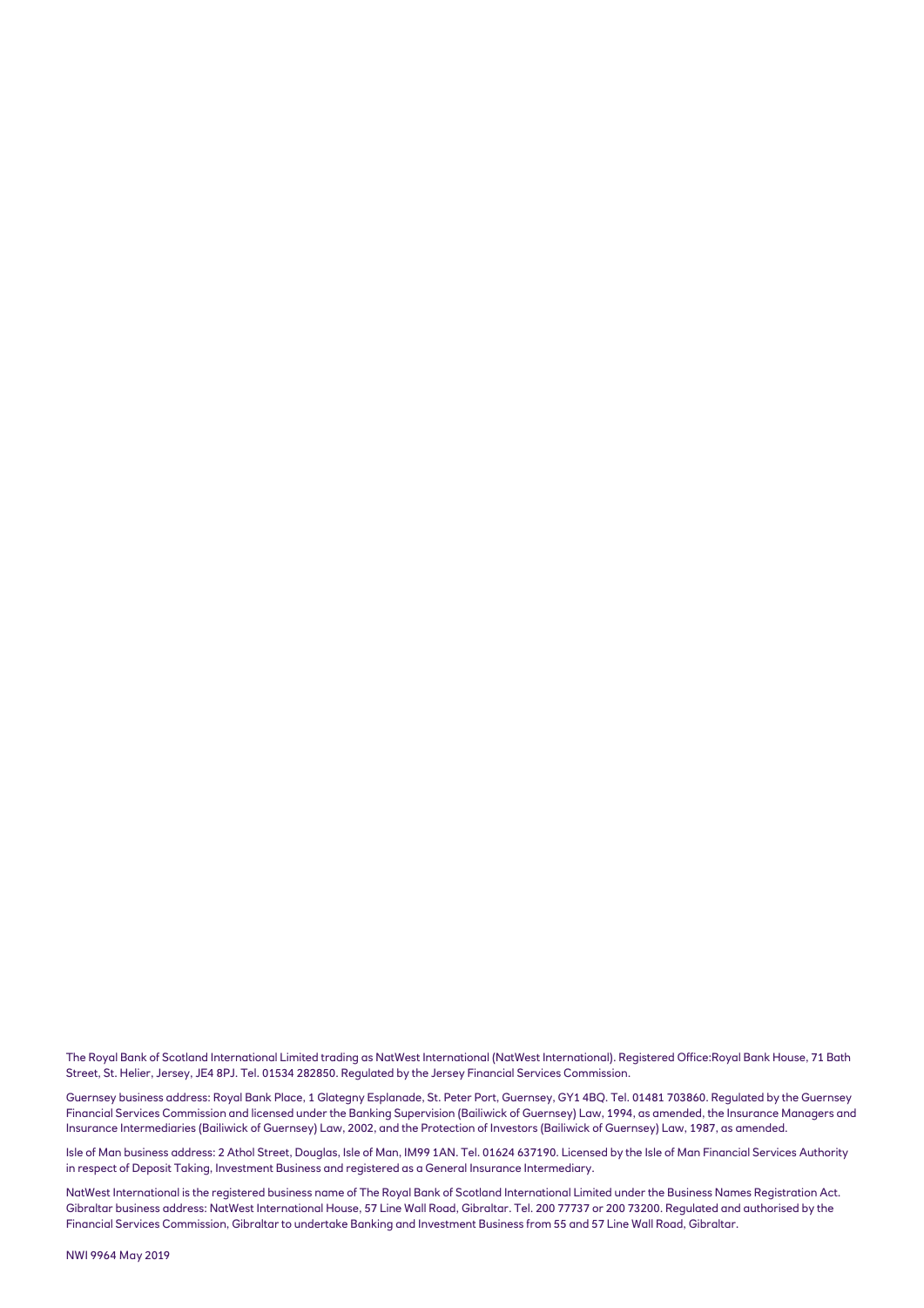The Royal Bank of Scotland International Limited trading as NatWest International (NatWest International). Registered Office:Royal Bank House, 71 Bath Street, St. Helier, Jersey, JE4 8PJ. Tel. 01534 282850. Regulated by the Jersey Financial Services Commission.

Guernsey business address: Royal Bank Place, 1 Glategny Esplanade, St. Peter Port, Guernsey, GY1 4BQ. Tel. 01481 703860. Regulated by the Guernsey Financial Services Commission and licensed under the Banking Supervision (Bailiwick of Guernsey) Law, 1994, as amended, the Insurance Managers and Insurance Intermediaries (Bailiwick of Guernsey) Law, 2002, and the Protection of Investors (Bailiwick of Guernsey) Law, 1987, as amended.

Isle of Man business address: 2 Athol Street, Douglas, Isle of Man, IM99 1AN. Tel. 01624 637190. Licensed by the Isle of Man Financial Services Authority in respect of Deposit Taking, Investment Business and registered as a General Insurance Intermediary.

NatWest International is the registered business name of The Royal Bank of Scotland International Limited under the Business Names Registration Act. Gibraltar business address: NatWest International House, 57 Line Wall Road, Gibraltar. Tel. 200 77737 or 200 73200. Regulated and authorised by the Financial Services Commission, Gibraltar to undertake Banking and Investment Business from 55 and 57 Line Wall Road, Gibraltar.

NWI 9964 May 2019